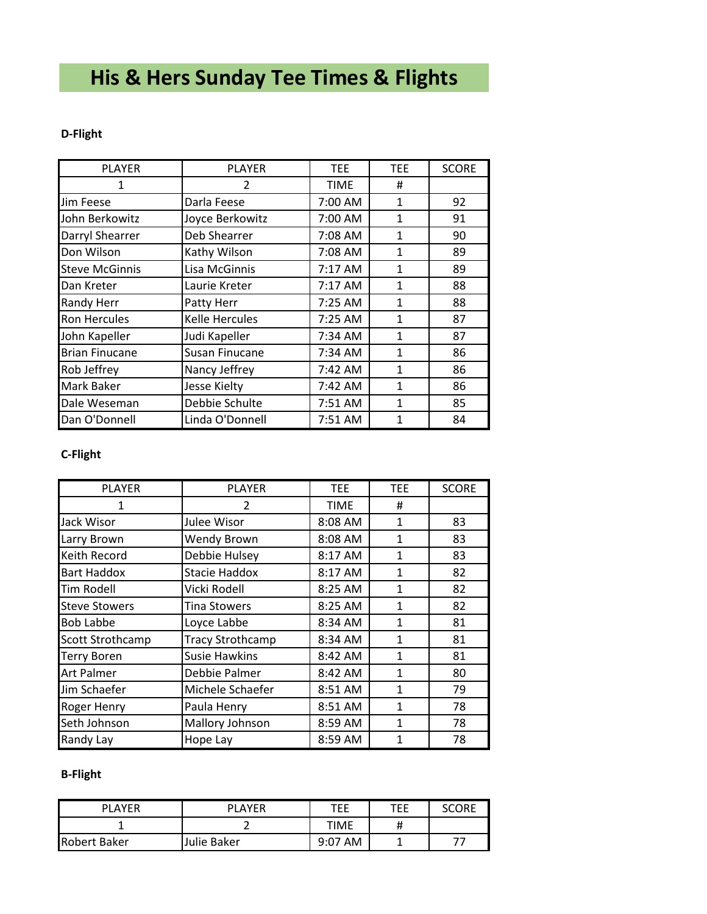# His & Hers Sunday Tee Times & Flights

**D-Flight**

| PLAYER 1 | PLAYER 2 | TEE TIME | TEE # | SCORE |
|---|---|---|---|---|
| Jim Feese | Darla Feese | 7:00 AM | 1 | 92 |
| John Berkowitz | Joyce Berkowitz | 7:00 AM | 1 | 91 |
| Darryl Shearrer | Deb Shearrer | 7:08 AM | 1 | 90 |
| Don Wilson | Kathy Wilson | 7:08 AM | 1 | 89 |
| Steve McGinnis | Lisa McGinnis | 7:17 AM | 1 | 89 |
| Dan Kreter | Laurie Kreter | 7:17 AM | 1 | 88 |
| Randy Herr | Patty Herr | 7:25 AM | 1 | 88 |
| Ron Hercules | Kelle Hercules | 7:25 AM | 1 | 87 |
| John Kapeller | Judi Kapeller | 7:34 AM | 1 | 87 |
| Brian Finucane | Susan Finucane | 7:34 AM | 1 | 86 |
| Rob Jeffrey | Nancy Jeffrey | 7:42 AM | 1 | 86 |
| Mark Baker | Jesse Kielty | 7:42 AM | 1 | 86 |
| Dale Weseman | Debbie Schulte | 7:51 AM | 1 | 85 |
| Dan O'Donnell | Linda O'Donnell | 7:51 AM | 1 | 84 |

**C-Flight**

| PLAYER 1 | PLAYER 2 | TEE TIME | TEE # | SCORE |
|---|---|---|---|---|
| Jack Wisor | Julee Wisor | 8:08 AM | 1 | 83 |
| Larry Brown | Wendy Brown | 8:08 AM | 1 | 83 |
| Keith Record | Debbie Hulsey | 8:17 AM | 1 | 83 |
| Bart Haddox | Stacie Haddox | 8:17 AM | 1 | 82 |
| Tim Rodell | Vicki Rodell | 8:25 AM | 1 | 82 |
| Steve Stowers | Tina Stowers | 8:25 AM | 1 | 82 |
| Bob Labbe | Loyce Labbe | 8:34 AM | 1 | 81 |
| Scott Strothcamp | Tracy Strothcamp | 8:34 AM | 1 | 81 |
| Terry Boren | Susie Hawkins | 8:42 AM | 1 | 81 |
| Art Palmer | Debbie Palmer | 8:42 AM | 1 | 80 |
| Jim Schaefer | Michele Schaefer | 8:51 AM | 1 | 79 |
| Roger Henry | Paula Henry | 8:51 AM | 1 | 78 |
| Seth Johnson | Mallory Johnson | 8:59 AM | 1 | 78 |
| Randy Lay | Hope Lay | 8:59 AM | 1 | 78 |

**B-Flight**

| PLAYER 1 | PLAYER 2 | TEE TIME | TEE # | SCORE |
|---|---|---|---|---|
| Robert Baker | Julie Baker | 9:07 AM | 1 | 77 |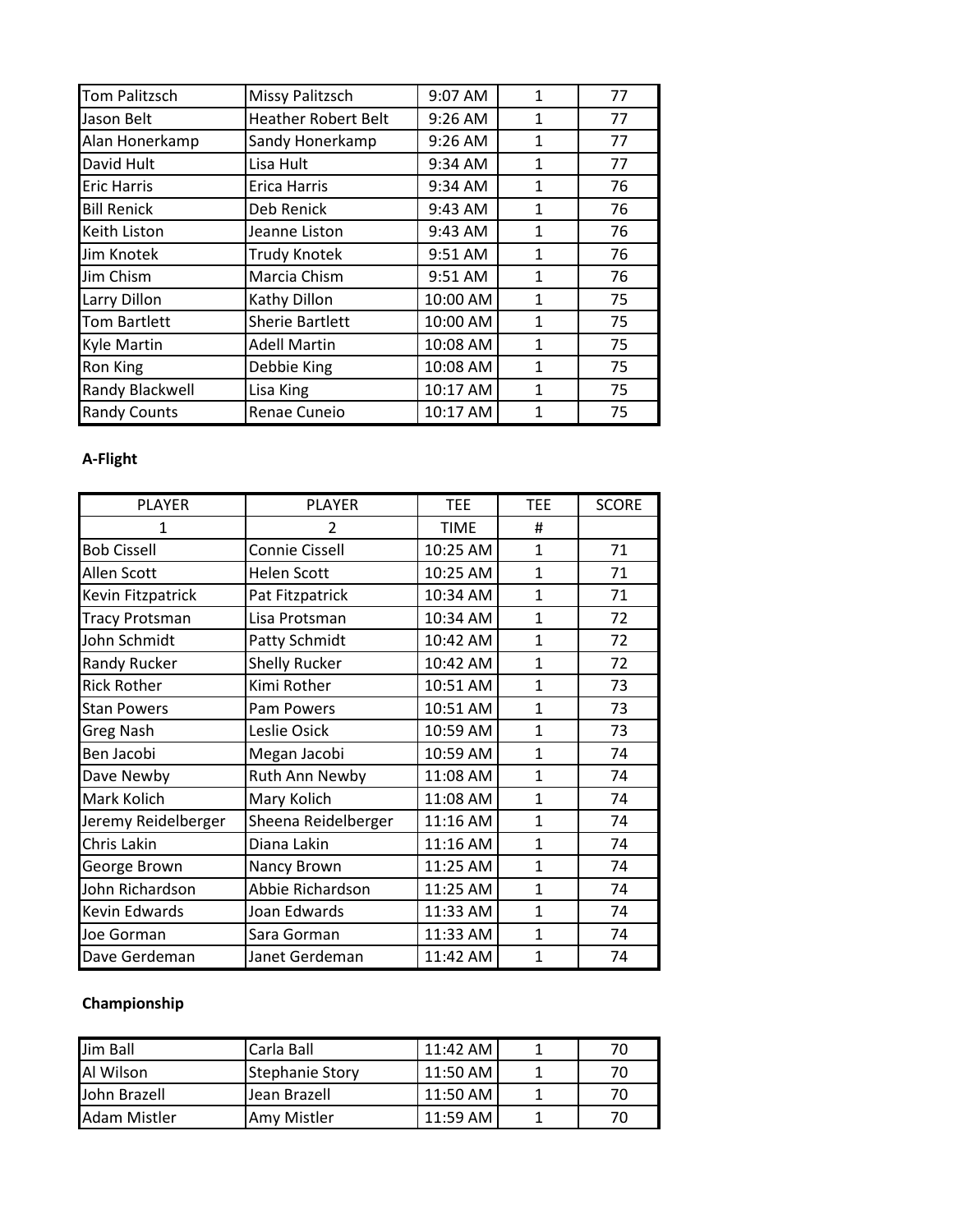| | | | | |
|---|---|---|---|---|
| Tom Palitzsch | Missy Palitzsch | 9:07 AM | 1 | 77 |
| Jason Belt | Heather Robert Belt | 9:26 AM | 1 | 77 |
| Alan Honerkamp | Sandy Honerkamp | 9:26 AM | 1 | 77 |
| David Hult | Lisa Hult | 9:34 AM | 1 | 77 |
| Eric Harris | Erica Harris | 9:34 AM | 1 | 76 |
| Bill Renick | Deb Renick | 9:43 AM | 1 | 76 |
| Keith Liston | Jeanne Liston | 9:43 AM | 1 | 76 |
| Jim Knotek | Trudy Knotek | 9:51 AM | 1 | 76 |
| Jim Chism | Marcia Chism | 9:51 AM | 1 | 76 |
| Larry Dillon | Kathy Dillon | 10:00 AM | 1 | 75 |
| Tom Bartlett | Sherie Bartlett | 10:00 AM | 1 | 75 |
| Kyle Martin | Adell Martin | 10:08 AM | 1 | 75 |
| Ron King | Debbie King | 10:08 AM | 1 | 75 |
| Randy Blackwell | Lisa King | 10:17 AM | 1 | 75 |
| Randy Counts | Renae Cuneio | 10:17 AM | 1 | 75 |

**A-Flight**

| PLAYER | PLAYER | TEE | TEE | SCORE |
|---|---|---|---|---|
| 1 | 2 | TIME | # | |
| Bob Cissell | Connie Cissell | 10:25 AM | 1 | 71 |
| Allen Scott | Helen Scott | 10:25 AM | 1 | 71 |
| Kevin Fitzpatrick | Pat Fitzpatrick | 10:34 AM | 1 | 71 |
| Tracy Protsman | Lisa Protsman | 10:34 AM | 1 | 72 |
| John Schmidt | Patty Schmidt | 10:42 AM | 1 | 72 |
| Randy Rucker | Shelly Rucker | 10:42 AM | 1 | 72 |
| Rick Rother | Kimi Rother | 10:51 AM | 1 | 73 |
| Stan Powers | Pam Powers | 10:51 AM | 1 | 73 |
| Greg Nash | Leslie Osick | 10:59 AM | 1 | 73 |
| Ben Jacobi | Megan Jacobi | 10:59 AM | 1 | 74 |
| Dave Newby | Ruth Ann Newby | 11:08 AM | 1 | 74 |
| Mark Kolich | Mary Kolich | 11:08 AM | 1 | 74 |
| Jeremy Reidelberger | Sheena Reidelberger | 11:16 AM | 1 | 74 |
| Chris Lakin | Diana Lakin | 11:16 AM | 1 | 74 |
| George Brown | Nancy Brown | 11:25 AM | 1 | 74 |
| John Richardson | Abbie Richardson | 11:25 AM | 1 | 74 |
| Kevin Edwards | Joan Edwards | 11:33 AM | 1 | 74 |
| Joe Gorman | Sara Gorman | 11:33 AM | 1 | 74 |
| Dave Gerdeman | Janet Gerdeman | 11:42 AM | 1 | 74 |

**Championship**

| | | | | |
|---|---|---|---|---|
| Jim Ball | Carla Ball | 11:42 AM | 1 | 70 |
| Al Wilson | Stephanie Story | 11:50 AM | 1 | 70 |
| John Brazell | Jean Brazell | 11:50 AM | 1 | 70 |
| Adam Mistler | Amy Mistler | 11:59 AM | 1 | 70 |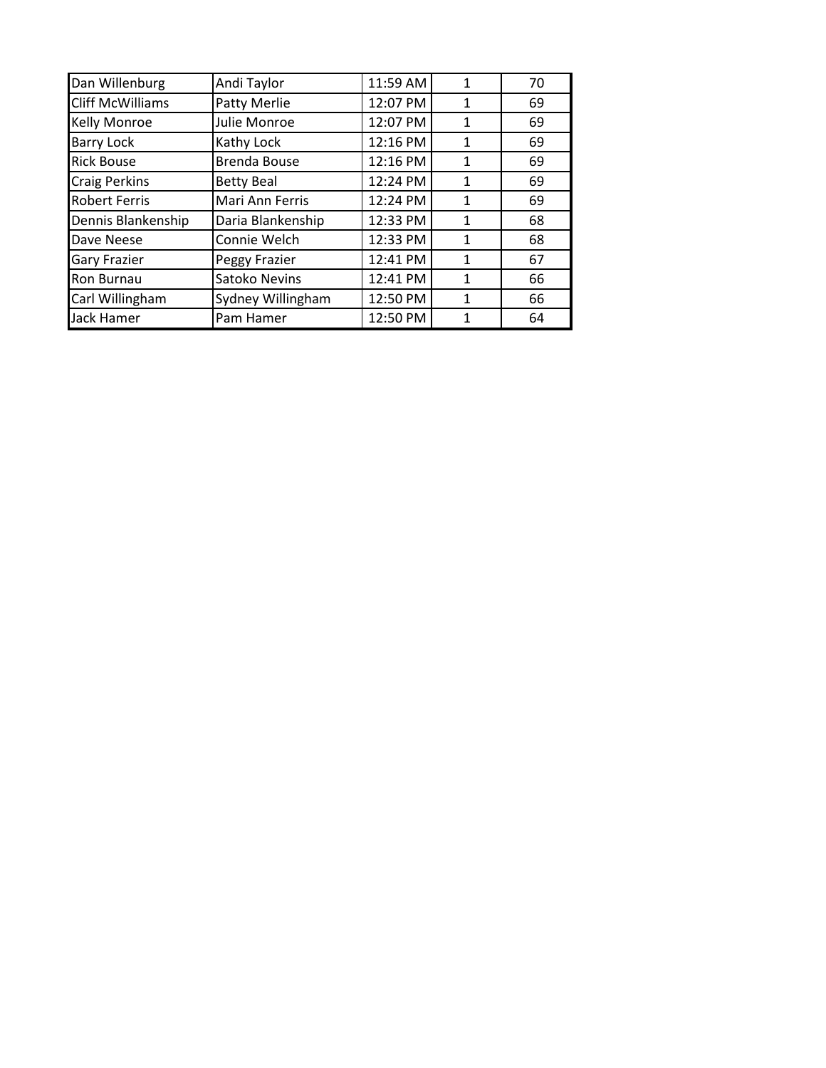| | | | | |
|---|---|---|---|---|
| Dan Willenburg | Andi Taylor | 11:59 AM | 1 | 70 |
| Cliff McWilliams | Patty Merlie | 12:07 PM | 1 | 69 |
| Kelly Monroe | Julie Monroe | 12:07 PM | 1 | 69 |
| Barry Lock | Kathy Lock | 12:16 PM | 1 | 69 |
| Rick Bouse | Brenda Bouse | 12:16 PM | 1 | 69 |
| Craig Perkins | Betty Beal | 12:24 PM | 1 | 69 |
| Robert Ferris | Mari Ann Ferris | 12:24 PM | 1 | 69 |
| Dennis Blankenship | Daria Blankenship | 12:33 PM | 1 | 68 |
| Dave Neese | Connie Welch | 12:33 PM | 1 | 68 |
| Gary Frazier | Peggy Frazier | 12:41 PM | 1 | 67 |
| Ron Burnau | Satoko Nevins | 12:41 PM | 1 | 66 |
| Carl Willingham | Sydney Willingham | 12:50 PM | 1 | 66 |
| Jack Hamer | Pam Hamer | 12:50 PM | 1 | 64 |